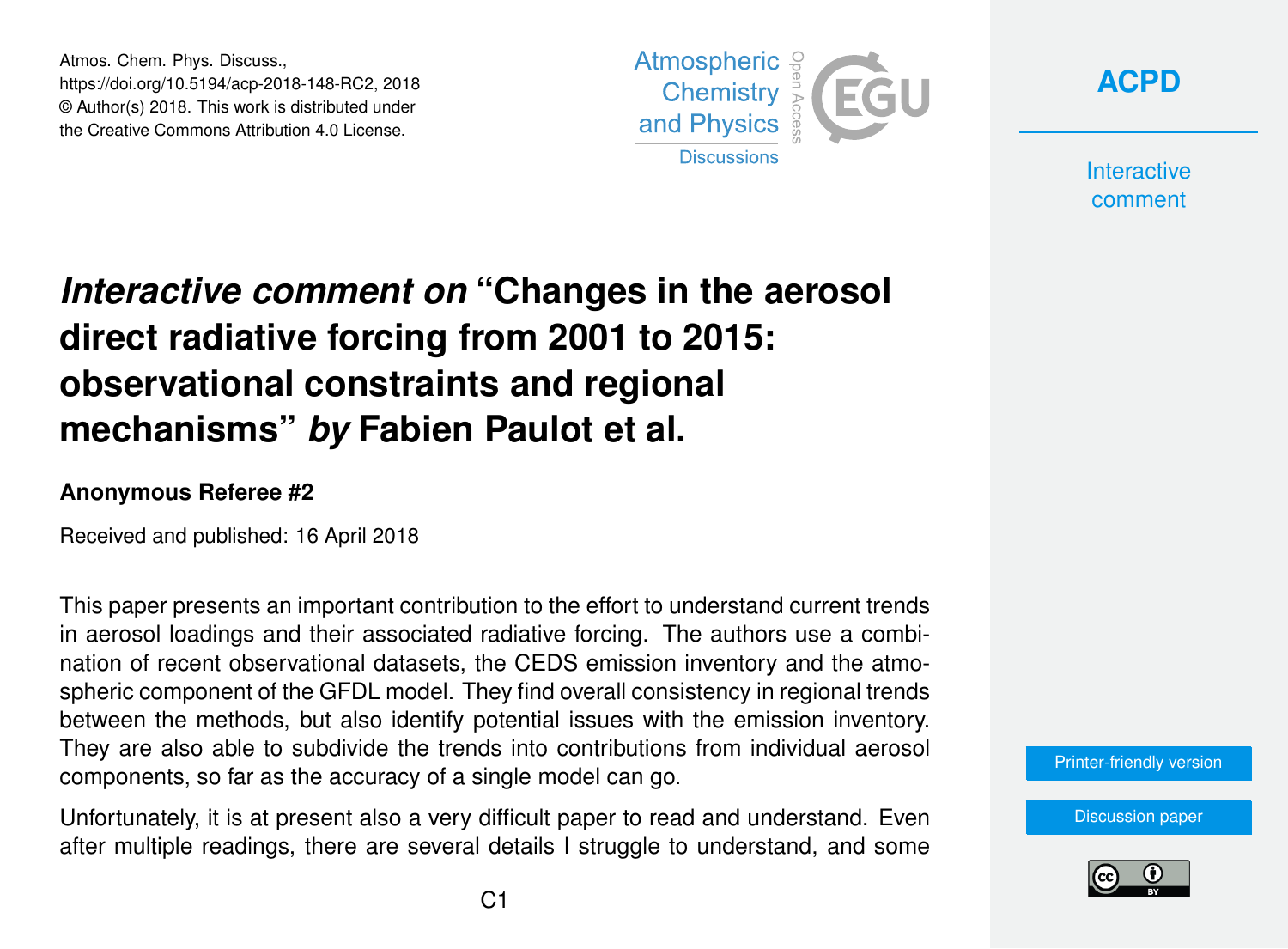Atmos. Chem. Phys. Discuss.,
https://doi.org/10.5194/acp-2018-148-RC2, 2018
© Author(s) 2018. This work is distributed under
the Creative Commons Attribution 4.0 License.

# *Interactive comment on* "Changes in the aerosol direct radiative forcing from 2001 to 2015: observational constraints and regional mechanisms" *by* Fabien Paulot et al.

**Anonymous Referee #2**

Received and published: 16 April 2018

This paper presents an important contribution to the effort to understand current trends in aerosol loadings and their associated radiative forcing. The authors use a combination of recent observational datasets, the CEDS emission inventory and the atmospheric component of the GFDL model. They find overall consistency in regional trends between the methods, but also identify potential issues with the emission inventory. They are also able to subdivide the trends into contributions from individual aerosol components, so far as the accuracy of a single model can go.

Unfortunately, it is at present also a very difficult paper to read and understand. Even after multiple readings, there are several details I struggle to understand, and some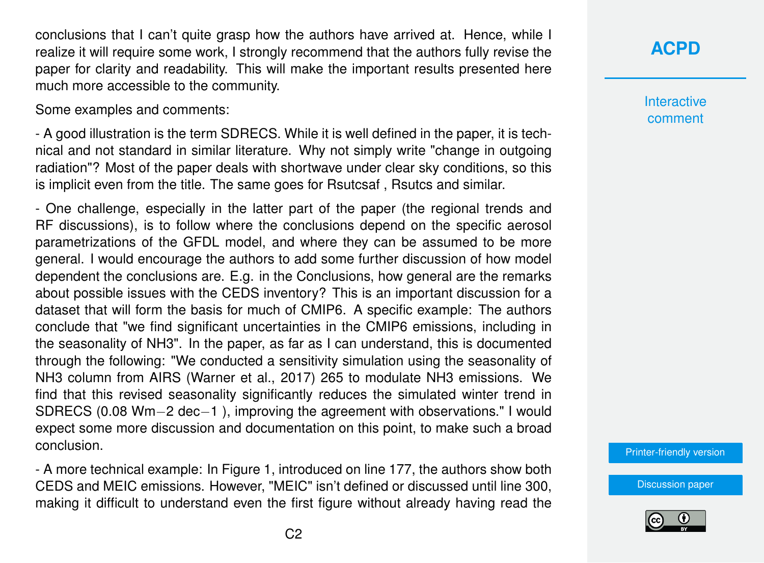conclusions that I can't quite grasp how the authors have arrived at. Hence, while I realize it will require some work, I strongly recommend that the authors fully revise the paper for clarity and readability. This will make the important results presented here much more accessible to the community.

Some examples and comments:

- A good illustration is the term SDRECS. While it is well defined in the paper, it is technical and not standard in similar literature. Why not simply write "change in outgoing radiation"? Most of the paper deals with shortwave under clear sky conditions, so this is implicit even from the title. The same goes for Rsutcsaf , Rsutcs and similar.

- One challenge, especially in the latter part of the paper (the regional trends and RF discussions), is to follow where the conclusions depend on the specific aerosol parametrizations of the GFDL model, and where they can be assumed to be more general. I would encourage the authors to add some further discussion of how model dependent the conclusions are. E.g. in the Conclusions, how general are the remarks about possible issues with the CEDS inventory? This is an important discussion for a dataset that will form the basis for much of CMIP6. A specific example: The authors conclude that "we find significant uncertainties in the CMIP6 emissions, including in the seasonality of $NH_3$". In the paper, as far as I can understand, this is documented through the following: "We conducted a sensitivity simulation using the seasonality of $NH_3$ column from AIRS (Warner et al., 2017) 265 to modulate $NH_3$ emissions. We find that this revised seasonality significantly reduces the simulated winter trend in SDRECS (0.08 $Wm^{-2}$ $dec^{-1}$ ), improving the agreement with observations." I would expect some more discussion and documentation on this point, to make such a broad conclusion.

- A more technical example: In Figure 1, introduced on line 177, the authors show both CEDS and MEIC emissions. However, "MEIC" isn't defined or discussed until line 300, making it difficult to understand even the first figure without already having read the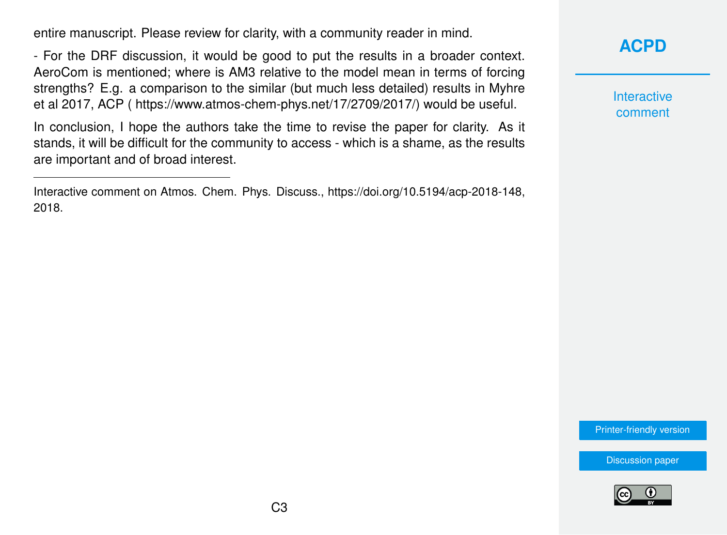entire manuscript. Please review for clarity, with a community reader in mind.

- For the DRF discussion, it would be good to put the results in a broader context. AeroCom is mentioned; where is AM3 relative to the model mean in terms of forcing strengths? E.g. a comparison to the similar (but much less detailed) results in Myhre et al 2017, ACP ( https://www.atmos-chem-phys.net/17/2709/2017/) would be useful.

In conclusion, I hope the authors take the time to revise the paper for clarity. As it stands, it will be difficult for the community to access - which is a shame, as the results are important and of broad interest.

---

Interactive comment on Atmos. Chem. Phys. Discuss., https://doi.org/10.5194/acp-2018-148, 2018.